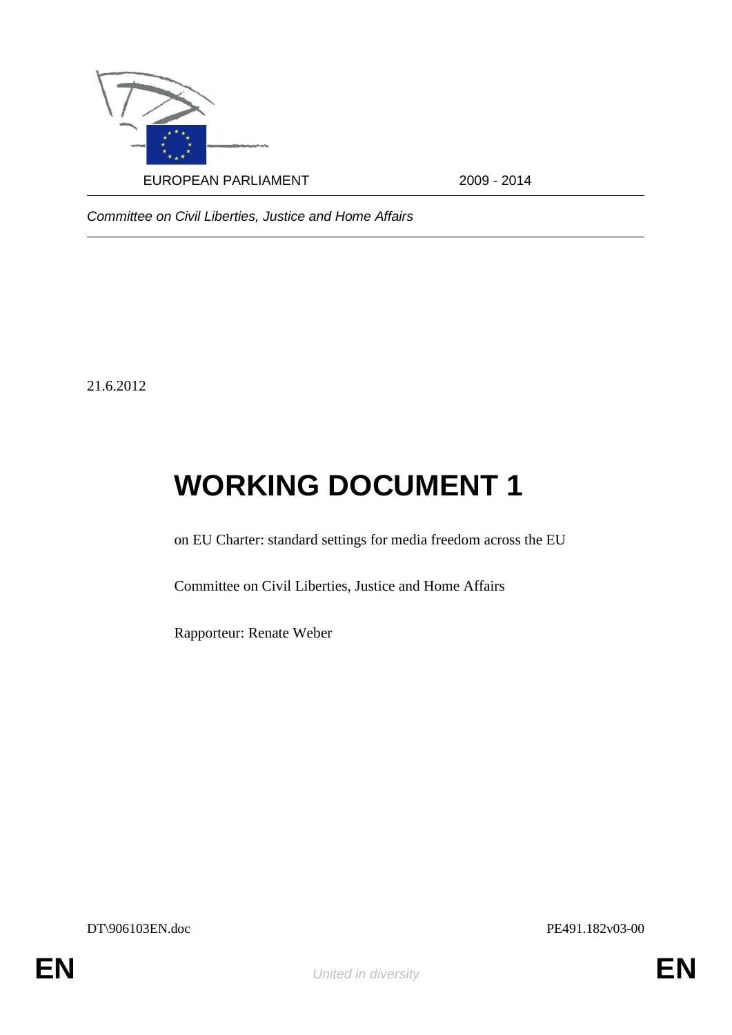EUROPEAN PARLIAMENT 2009 - 2014

*Committee on Civil Liberties, Justice and Home Affairs*

21.6.2012

# WORKING DOCUMENT 1

on EU Charter: standard settings for media freedom across the EU

Committee on Civil Liberties, Justice and Home Affairs

Rapporteur: Renate Weber

DT\906103EN.doc PE491.182v03-00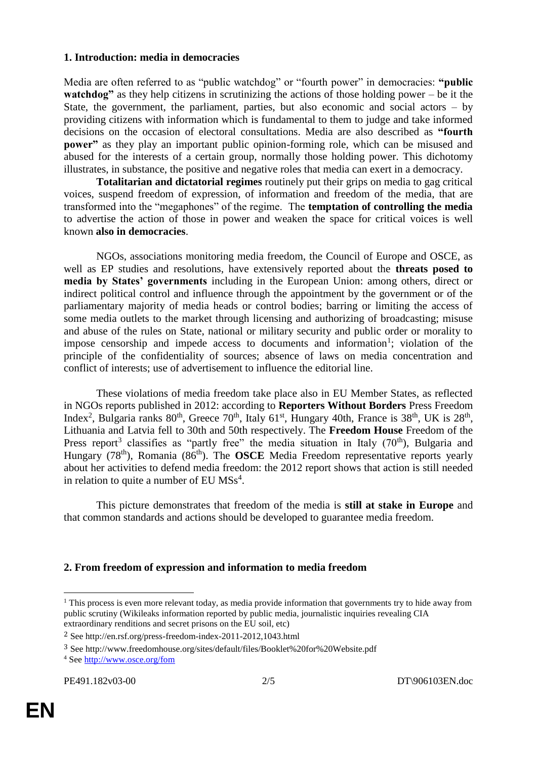## 1. Introduction: media in democracies

Media are often referred to as "public watchdog" or "fourth power" in democracies: **"public watchdog"** as they help citizens in scrutinizing the actions of those holding power – be it the State, the government, the parliament, parties, but also economic and social actors – by providing citizens with information which is fundamental to them to judge and take informed decisions on the occasion of electoral consultations. Media are also described as **"fourth power"** as they play an important public opinion-forming role, which can be misused and abused for the interests of a certain group, normally those holding power. This dichotomy illustrates, in substance, the positive and negative roles that media can exert in a democracy.

**Totalitarian and dictatorial regimes** routinely put their grips on media to gag critical voices, suspend freedom of expression, of information and freedom of the media, that are transformed into the "megaphones" of the regime. The **temptation of controlling the media** to advertise the action of those in power and weaken the space for critical voices is well known **also in democracies**.

NGOs, associations monitoring media freedom, the Council of Europe and OSCE, as well as EP studies and resolutions, have extensively reported about the **threats posed to media by States' governments** including in the European Union: among others, direct or indirect political control and influence through the appointment by the government or of the parliamentary majority of media heads or control bodies; barring or limiting the access of some media outlets to the market through licensing and authorizing of broadcasting; misuse and abuse of the rules on State, national or military security and public order or morality to impose censorship and impede access to documents and information[1]; violation of the principle of the confidentiality of sources; absence of laws on media concentration and conflict of interests; use of advertisement to influence the editorial line.

These violations of media freedom take place also in EU Member States, as reflected in NGOs reports published in 2012: according to **Reporters Without Borders** Press Freedom Index[2], Bulgaria ranks 80th, Greece 70th, Italy 61st, Hungary 40th, France is 38th, UK is 28th, Lithuania and Latvia fell to 30th and 50th respectively. The **Freedom House** Freedom of the Press report[3] classifies as "partly free" the media situation in Italy (70th), Bulgaria and Hungary (78th), Romania (86th). The **OSCE** Media Freedom representative reports yearly about her activities to defend media freedom: the 2012 report shows that action is still needed in relation to quite a number of EU MSs[4].

This picture demonstrates that freedom of the media is **still at stake in Europe** and that common standards and actions should be developed to guarantee media freedom.

## 2. From freedom of expression and information to media freedom

---

[1] This process is even more relevant today, as media provide information that governments try to hide away from public scrutiny (Wikileaks information reported by public media, journalistic inquiries revealing CIA extraordinary renditions and secret prisons on the EU soil, etc)

[2] See http://en.rsf.org/press-freedom-index-2011-2012,1043.html

[3] See http://www.freedomhouse.org/sites/default/files/Booklet%20for%20Website.pdf

[4] See http://www.osce.org/fom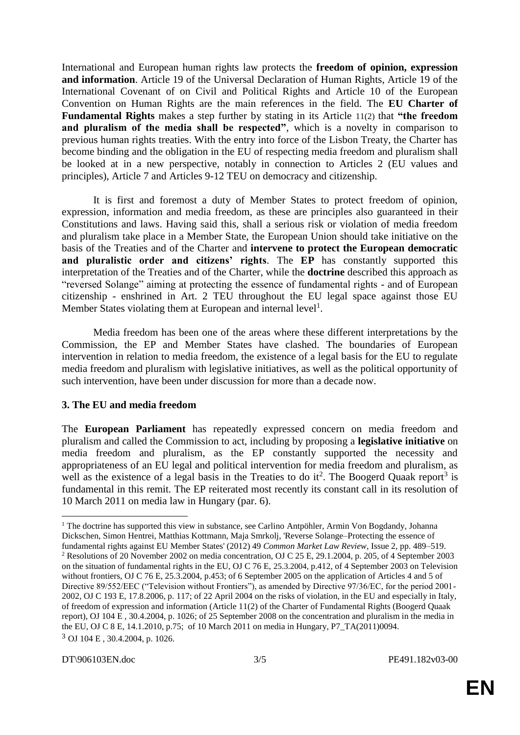International and European human rights law protects the **freedom of opinion, expression and information**. Article 19 of the Universal Declaration of Human Rights, Article 19 of the International Covenant of on Civil and Political Rights and Article 10 of the European Convention on Human Rights are the main references in the field. The **EU Charter of Fundamental Rights** makes a step further by stating in its Article 11(2) that **"the freedom and pluralism of the media shall be respected"**, which is a novelty in comparison to previous human rights treaties. With the entry into force of the Lisbon Treaty, the Charter has become binding and the obligation in the EU of respecting media freedom and pluralism shall be looked at in a new perspective, notably in connection to Articles 2 (EU values and principles), Article 7 and Articles 9-12 TEU on democracy and citizenship.

It is first and foremost a duty of Member States to protect freedom of opinion, expression, information and media freedom, as these are principles also guaranteed in their Constitutions and laws. Having said this, shall a serious risk or violation of media freedom and pluralism take place in a Member State, the European Union should take initiative on the basis of the Treaties and of the Charter and **intervene to protect the European democratic and pluralistic order and citizens' rights**. The **EP** has constantly supported this interpretation of the Treaties and of the Charter, while the **doctrine** described this approach as "reversed Solange" aiming at protecting the essence of fundamental rights - and of European citizenship - enshrined in Art. 2 TEU throughout the EU legal space against those EU Member States violating them at European and internal level[1].

Media freedom has been one of the areas where these different interpretations by the Commission, the EP and Member States have clashed. The boundaries of European intervention in relation to media freedom, the existence of a legal basis for the EU to regulate media freedom and pluralism with legislative initiatives, as well as the political opportunity of such intervention, have been under discussion for more than a decade now.

### 3. The EU and media freedom

The **European Parliament** has repeatedly expressed concern on media freedom and pluralism and called the Commission to act, including by proposing a **legislative initiative** on media freedom and pluralism, as the EP constantly supported the necessity and appropriateness of an EU legal and political intervention for media freedom and pluralism, as well as the existence of a legal basis in the Treaties to do it[2]. The Boogerd Quaak report[3] is fundamental in this remit. The EP reiterated most recently its constant call in its resolution of 10 March 2011 on media law in Hungary (par. 6).

---

[1] The doctrine has supported this view in substance, see Carlino Antpöhler, Armin Von Bogdandy, Johanna Dickschen, Simon Hentrei, Matthias Kottmann, Maja Smrkolj, 'Reverse Solange–Protecting the essence of fundamental rights against EU Member States' (2012) 49 *Common Market Law Review*, Issue 2, pp. 489–519.

[2] Resolutions of 20 November 2002 on media concentration, OJ C 25 E, 29.1.2004, p. 205, of 4 September 2003 on the situation of fundamental rights in the EU, OJ C 76 E, 25.3.2004, p.412, of 4 September 2003 on Television without frontiers, OJ C 76 E, 25.3.2004, p.453; of 6 September 2005 on the application of Articles 4 and 5 of Directive 89/552/EEC ("Television without Frontiers"), as amended by Directive 97/36/EC, for the period 2001-2002, OJ C 193 E, 17.8.2006, p. 117; of 22 April 2004 on the risks of violation, in the EU and especially in Italy, of freedom of expression and information (Article 11(2) of the Charter of Fundamental Rights (Boogerd Quaak report), OJ 104 E , 30.4.2004, p. 1026; of 25 September 2008 on the concentration and pluralism in the media in the EU, OJ C 8 E, 14.1.2010, p.75; of 10 March 2011 on media in Hungary, P7_TA(2011)0094.

[3] OJ 104 E , 30.4.2004, p. 1026.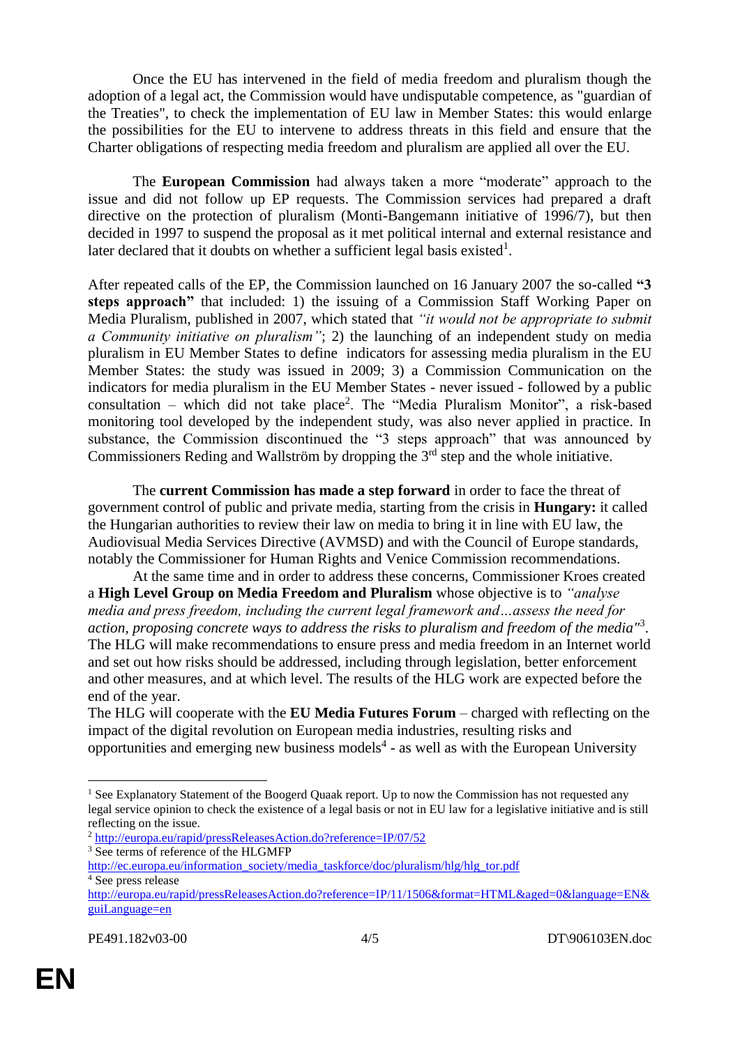Once the EU has intervened in the field of media freedom and pluralism though the adoption of a legal act, the Commission would have undisputable competence, as "guardian of the Treaties", to check the implementation of EU law in Member States: this would enlarge the possibilities for the EU to intervene to address threats in this field and ensure that the Charter obligations of respecting media freedom and pluralism are applied all over the EU.

The **European Commission** had always taken a more "moderate" approach to the issue and did not follow up EP requests. The Commission services had prepared a draft directive on the protection of pluralism (Monti-Bangemann initiative of 1996/7), but then decided in 1997 to suspend the proposal as it met political internal and external resistance and later declared that it doubts on whether a sufficient legal basis existed[1].

After repeated calls of the EP, the Commission launched on 16 January 2007 the so-called **"3 steps approach"** that included: 1) the issuing of a Commission Staff Working Paper on Media Pluralism, published in 2007, which stated that *"it would not be appropriate to submit a Community initiative on pluralism"*; 2) the launching of an independent study on media pluralism in EU Member States to define indicators for assessing media pluralism in the EU Member States: the study was issued in 2009; 3) a Commission Communication on the indicators for media pluralism in the EU Member States - never issued - followed by a public consultation – which did not take place[2]. The "Media Pluralism Monitor", a risk-based monitoring tool developed by the independent study, was also never applied in practice. In substance, the Commission discontinued the "3 steps approach" that was announced by Commissioners Reding and Wallström by dropping the 3rd step and the whole initiative.

The **current Commission has made a step forward** in order to face the threat of government control of public and private media, starting from the crisis in **Hungary:** it called the Hungarian authorities to review their law on media to bring it in line with EU law, the Audiovisual Media Services Directive (AVMSD) and with the Council of Europe standards, notably the Commissioner for Human Rights and Venice Commission recommendations.

At the same time and in order to address these concerns, Commissioner Kroes created a **High Level Group on Media Freedom and Pluralism** whose objective is to *"analyse media and press freedom, including the current legal framework and…assess the need for action, proposing concrete ways to address the risks to pluralism and freedom of the media"*[3]. The HLG will make recommendations to ensure press and media freedom in an Internet world and set out how risks should be addressed, including through legislation, better enforcement and other measures, and at which level. The results of the HLG work are expected before the end of the year.

The HLG will cooperate with the **EU Media Futures Forum** – charged with reflecting on the impact of the digital revolution on European media industries, resulting risks and opportunities and emerging new business models[4] - as well as with the European University

---

[1] See Explanatory Statement of the Boogerd Quaak report. Up to now the Commission has not requested any legal service opinion to check the existence of a legal basis or not in EU law for a legislative initiative and is still reflecting on the issue.

[2] http://europa.eu/rapid/pressReleasesAction.do?reference=IP/07/52

[3] See terms of reference of the HLGMFP http://ec.europa.eu/information_society/media_taskforce/doc/pluralism/hlg/hlg_tor.pdf

[4] See press release http://europa.eu/rapid/pressReleasesAction.do?reference=IP/11/1506&format=HTML&aged=0&language=EN&guiLanguage=en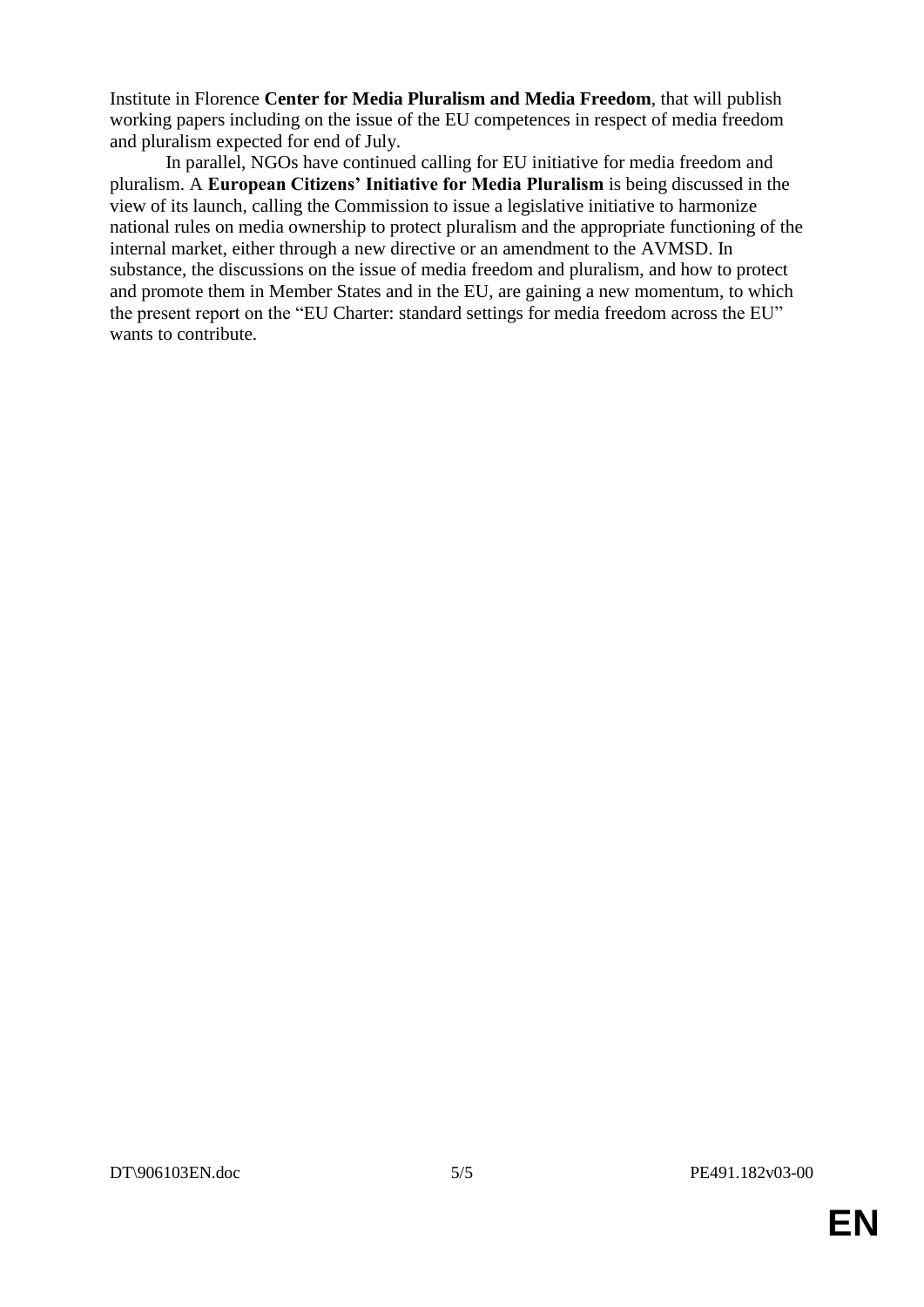Institute in Florence **Center for Media Pluralism and Media Freedom**, that will publish working papers including on the issue of the EU competences in respect of media freedom and pluralism expected for end of July.

In parallel, NGOs have continued calling for EU initiative for media freedom and pluralism. A **European Citizens' Initiative for Media Pluralism** is being discussed in the view of its launch, calling the Commission to issue a legislative initiative to harmonize national rules on media ownership to protect pluralism and the appropriate functioning of the internal market, either through a new directive or an amendment to the AVMSD. In substance, the discussions on the issue of media freedom and pluralism, and how to protect and promote them in Member States and in the EU, are gaining a new momentum, to which the present report on the "EU Charter: standard settings for media freedom across the EU" wants to contribute.